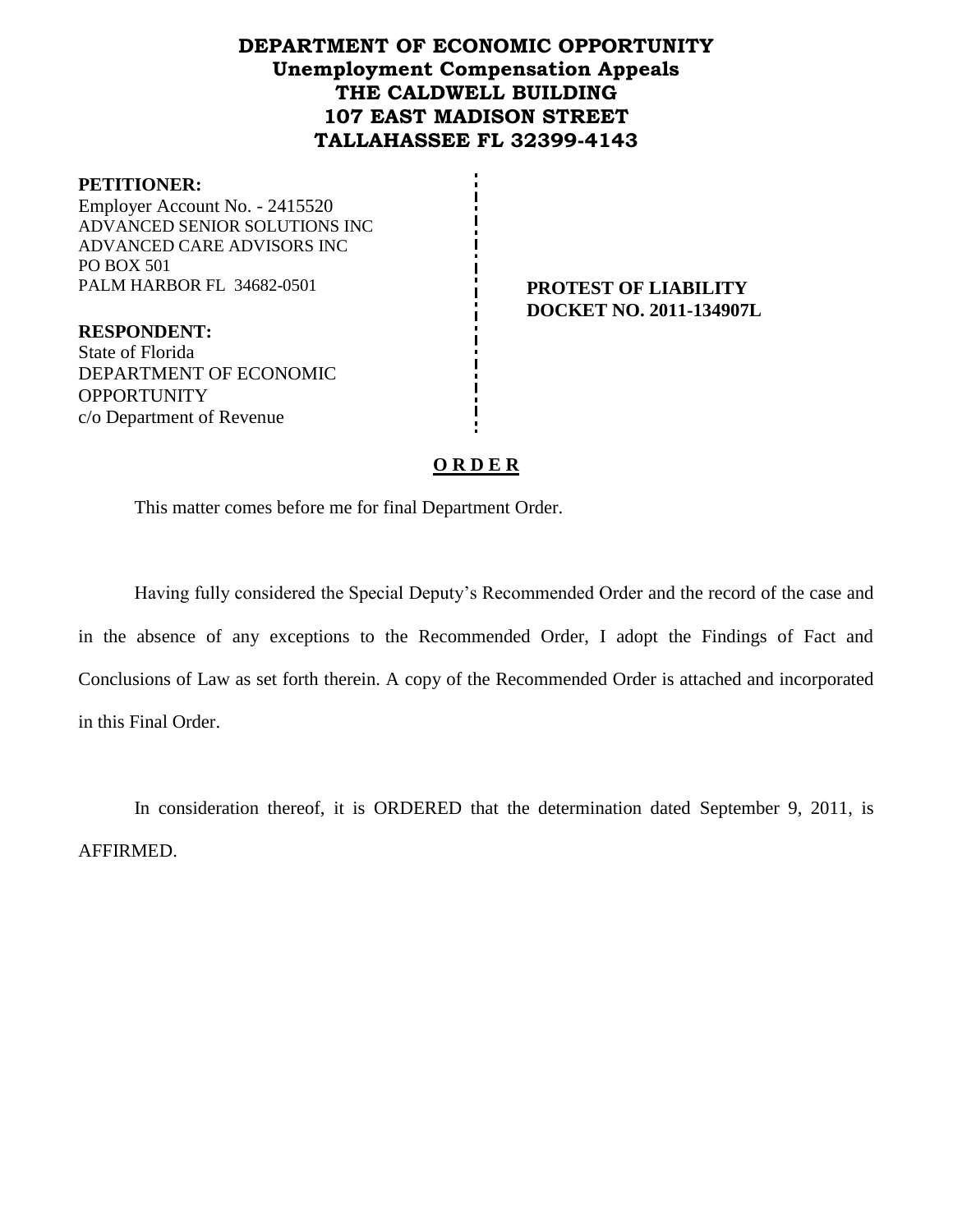# DEPARTMENT OF ECONOMIC OPPORTUNITY
## Unemployment Compensation Appeals
### THE CALDWELL BUILDING
### 107 EAST MADISON STREET
### TALLAHASSEE FL 32399-4143

**PETITIONER:**
Employer Account No. - 2415520
ADVANCED SENIOR SOLUTIONS INC
ADVANCED CARE ADVISORS INC
PO BOX 501
PALM HARBOR FL 34682-0501

**RESPONDENT:**
State of Florida
DEPARTMENT OF ECONOMIC OPPORTUNITY
c/o Department of Revenue

**PROTEST OF LIABILITY**
**DOCKET NO. 2011-134907L**

**O R D E R**

This matter comes before me for final Department Order.

Having fully considered the Special Deputy's Recommended Order and the record of the case and in the absence of any exceptions to the Recommended Order, I adopt the Findings of Fact and Conclusions of Law as set forth therein. A copy of the Recommended Order is attached and incorporated in this Final Order.

In consideration thereof, it is ORDERED that the determination dated September 9, 2011, is AFFIRMED.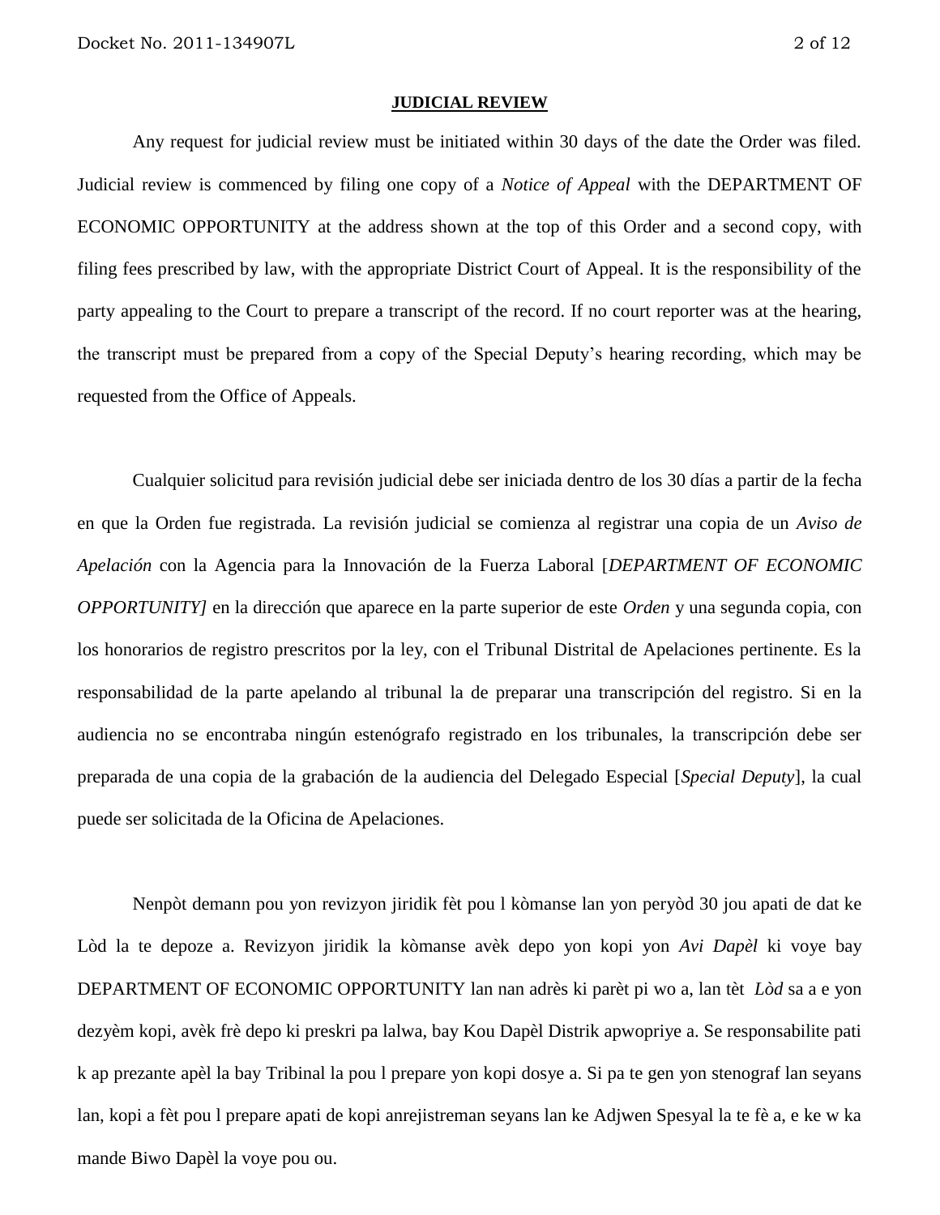**JUDICIAL REVIEW**

Any request for judicial review must be initiated within 30 days of the date the Order was filed. Judicial review is commenced by filing one copy of a *Notice of Appeal* with the DEPARTMENT OF ECONOMIC OPPORTUNITY at the address shown at the top of this Order and a second copy, with filing fees prescribed by law, with the appropriate District Court of Appeal. It is the responsibility of the party appealing to the Court to prepare a transcript of the record. If no court reporter was at the hearing, the transcript must be prepared from a copy of the Special Deputy's hearing recording, which may be requested from the Office of Appeals.

Cualquier solicitud para revisión judicial debe ser iniciada dentro de los 30 días a partir de la fecha en que la Orden fue registrada. La revisión judicial se comienza al registrar una copia de un *Aviso de Apelación* con la Agencia para la Innovación de la Fuerza Laboral [*DEPARTMENT OF ECONOMIC OPPORTUNITY]* en la dirección que aparece en la parte superior de este *Orden* y una segunda copia, con los honorarios de registro prescritos por la ley, con el Tribunal Distrital de Apelaciones pertinente. Es la responsabilidad de la parte apelando al tribunal la de preparar una transcripción del registro. Si en la audiencia no se encontraba ningún estenógrafo registrado en los tribunales, la transcripción debe ser preparada de una copia de la grabación de la audiencia del Delegado Especial [*Special Deputy*], la cual puede ser solicitada de la Oficina de Apelaciones.

Nenpòt demann pou yon revizyon jiridik fèt pou l kòmanse lan yon peryòd 30 jou apati de dat ke Lòd la te depoze a. Revizyon jiridik la kòmanse avèk depo yon kopi yon *Avi Dapèl* ki voye bay DEPARTMENT OF ECONOMIC OPPORTUNITY lan nan adrès ki parèt pi wo a, lan tèt *Lòd* sa a e yon dezyèm kopi, avèk frè depo ki preskri pa lalwa, bay Kou Dapèl Distrik apwopriye a. Se responsabilite pati k ap prezante apèl la bay Tribinal la pou l prepare yon kopi dosye a. Si pa te gen yon stenograf lan seyans lan, kopi a fèt pou l prepare apati de kopi anrejistreman seyans lan ke Adjwen Spesyal la te fè a, e ke w ka mande Biwo Dapèl la voye pou ou.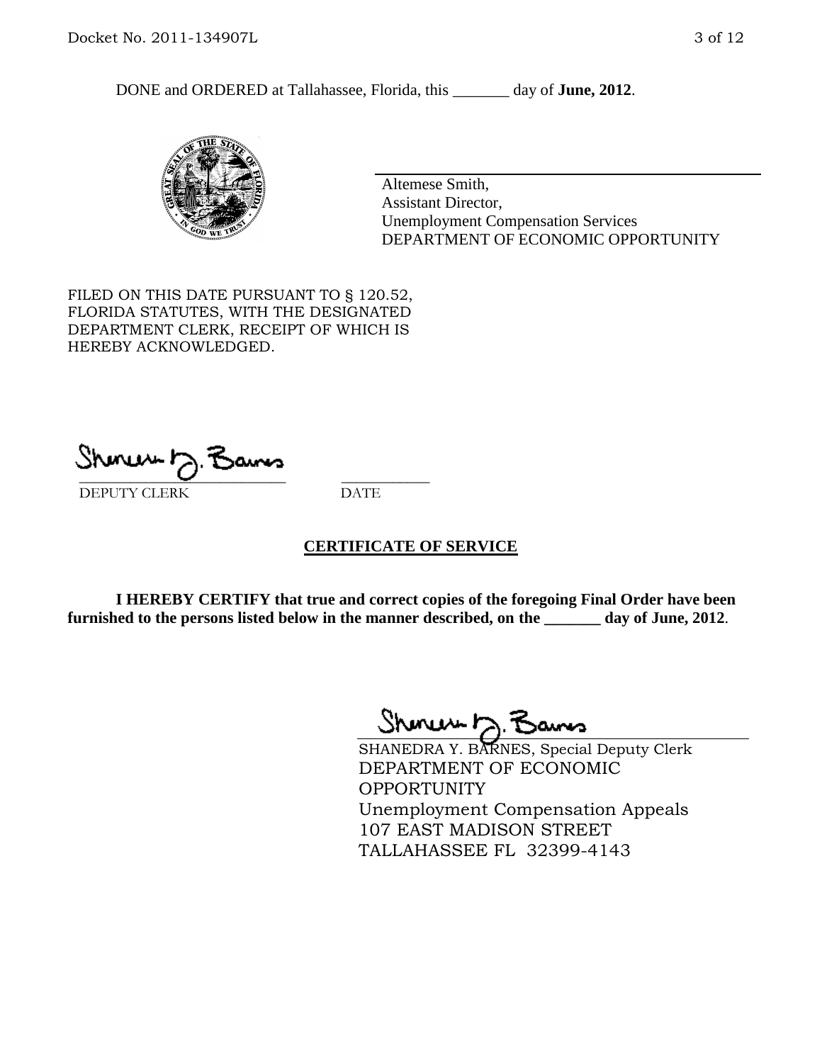DONE and ORDERED at Tallahassee, Florida, this _______ day of **June, 2012**.

Altemese Smith,
Assistant Director,
Unemployment Compensation Services
DEPARTMENT OF ECONOMIC OPPORTUNITY

FILED ON THIS DATE PURSUANT TO § 120.52, FLORIDA STATUTES, WITH THE DESIGNATED DEPARTMENT CLERK, RECEIPT OF WHICH IS HEREBY ACKNOWLEDGED.

___________________________ ___________
DEPUTY CLERK DATE

**CERTIFICATE OF SERVICE**

**I HEREBY CERTIFY that true and correct copies of the foregoing Final Order have been furnished to the persons listed below in the manner described, on the _______ day of June, 2012**.

SHANEDRA Y. BARNES, Special Deputy Clerk
DEPARTMENT OF ECONOMIC OPPORTUNITY
Unemployment Compensation Appeals
107 EAST MADISON STREET
TALLAHASSEE FL 32399-4143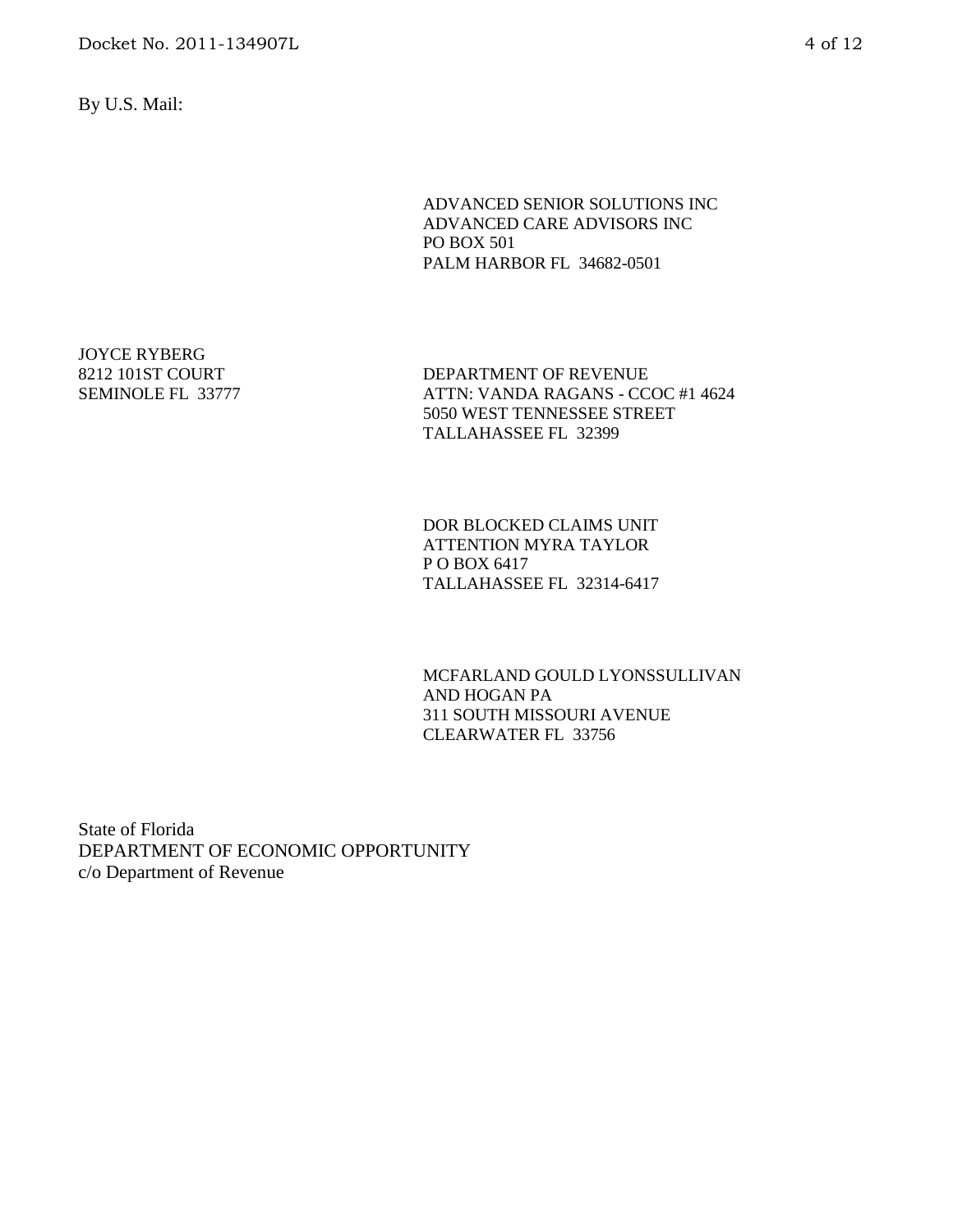By U.S. Mail:

ADVANCED SENIOR SOLUTIONS INC
ADVANCED CARE ADVISORS INC
PO BOX 501
PALM HARBOR FL 34682-0501

JOYCE RYBERG
8212 101ST COURT
SEMINOLE FL 33777

DEPARTMENT OF REVENUE
ATTN: VANDA RAGANS - CCOC #1 4624
5050 WEST TENNESSEE STREET
TALLAHASSEE FL 32399

DOR BLOCKED CLAIMS UNIT
ATTENTION MYRA TAYLOR
P O BOX 6417
TALLAHASSEE FL 32314-6417

MCFARLAND GOULD LYONSSULLIVAN
AND HOGAN PA
311 SOUTH MISSOURI AVENUE
CLEARWATER FL 33756

State of Florida
DEPARTMENT OF ECONOMIC OPPORTUNITY
c/o Department of Revenue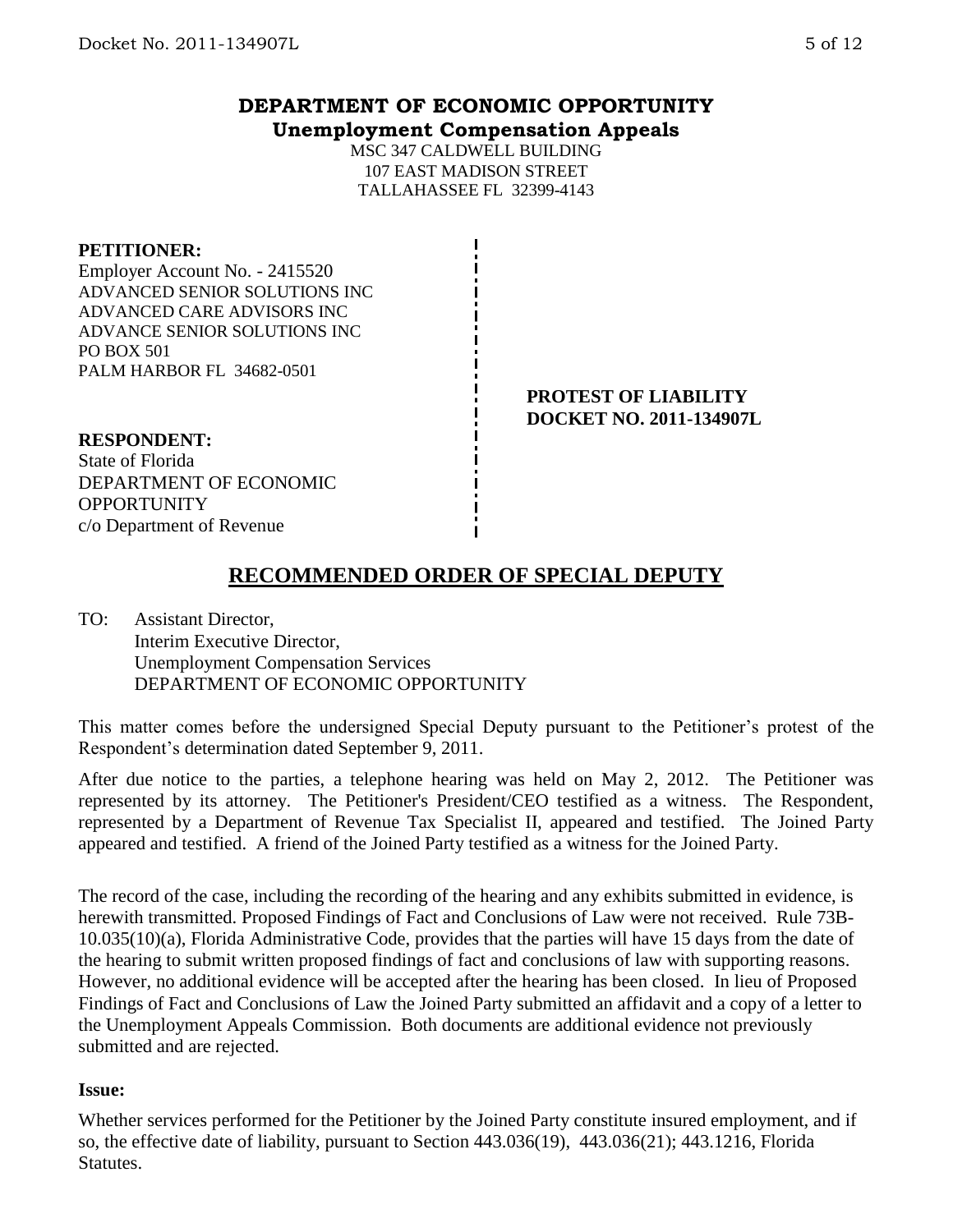**DEPARTMENT OF ECONOMIC OPPORTUNITY**
**Unemployment Compensation Appeals**

MSC 347 CALDWELL BUILDING
107 EAST MADISON STREET
TALLAHASSEE FL 32399-4143

**PETITIONER:**
Employer Account No. - 2415520
ADVANCED SENIOR SOLUTIONS INC
ADVANCED CARE ADVISORS INC
ADVANCE SENIOR SOLUTIONS INC
PO BOX 501
PALM HARBOR FL 34682-0501

**PROTEST OF LIABILITY**
**DOCKET NO. 2011-134907L**

**RESPONDENT:**
State of Florida
DEPARTMENT OF ECONOMIC OPPORTUNITY
c/o Department of Revenue

## RECOMMENDED ORDER OF SPECIAL DEPUTY

TO: Assistant Director,
Interim Executive Director,
Unemployment Compensation Services
DEPARTMENT OF ECONOMIC OPPORTUNITY

This matter comes before the undersigned Special Deputy pursuant to the Petitioner's protest of the Respondent's determination dated September 9, 2011.

After due notice to the parties, a telephone hearing was held on May 2, 2012. The Petitioner was represented by its attorney. The Petitioner's President/CEO testified as a witness. The Respondent, represented by a Department of Revenue Tax Specialist II, appeared and testified. The Joined Party appeared and testified. A friend of the Joined Party testified as a witness for the Joined Party.

The record of the case, including the recording of the hearing and any exhibits submitted in evidence, is herewith transmitted. Proposed Findings of Fact and Conclusions of Law were not received. Rule 73B-10.035(10)(a), Florida Administrative Code, provides that the parties will have 15 days from the date of the hearing to submit written proposed findings of fact and conclusions of law with supporting reasons. However, no additional evidence will be accepted after the hearing has been closed. In lieu of Proposed Findings of Fact and Conclusions of Law the Joined Party submitted an affidavit and a copy of a letter to the Unemployment Appeals Commission. Both documents are additional evidence not previously submitted and are rejected.

**Issue:**

Whether services performed for the Petitioner by the Joined Party constitute insured employment, and if so, the effective date of liability, pursuant to Section 443.036(19), 443.036(21); 443.1216, Florida Statutes.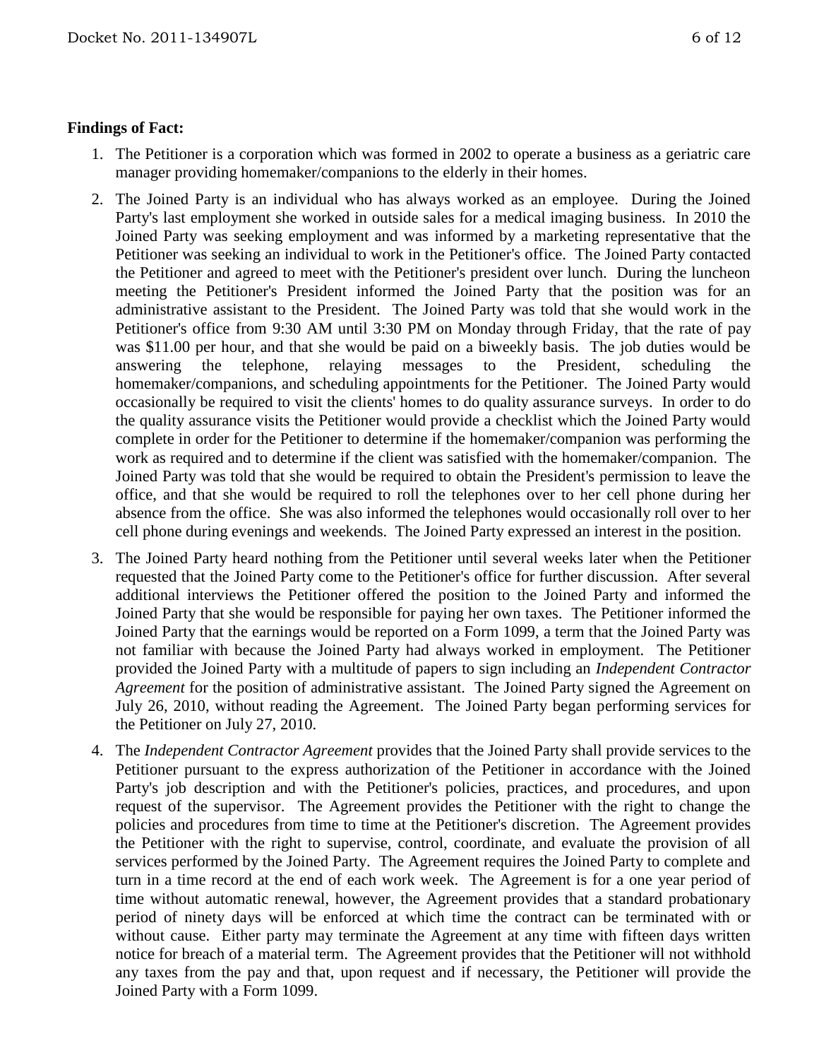**Findings of Fact:**

1. The Petitioner is a corporation which was formed in 2002 to operate a business as a geriatric care manager providing homemaker/companions to the elderly in their homes.

2. The Joined Party is an individual who has always worked as an employee. During the Joined Party's last employment she worked in outside sales for a medical imaging business. In 2010 the Joined Party was seeking employment and was informed by a marketing representative that the Petitioner was seeking an individual to work in the Petitioner's office. The Joined Party contacted the Petitioner and agreed to meet with the Petitioner's president over lunch. During the luncheon meeting the Petitioner's President informed the Joined Party that the position was for an administrative assistant to the President. The Joined Party was told that she would work in the Petitioner's office from 9:30 AM until 3:30 PM on Monday through Friday, that the rate of pay was $11.00 per hour, and that she would be paid on a biweekly basis. The job duties would be answering the telephone, relaying messages to the President, scheduling the homemaker/companions, and scheduling appointments for the Petitioner. The Joined Party would occasionally be required to visit the clients' homes to do quality assurance surveys. In order to do the quality assurance visits the Petitioner would provide a checklist which the Joined Party would complete in order for the Petitioner to determine if the homemaker/companion was performing the work as required and to determine if the client was satisfied with the homemaker/companion. The Joined Party was told that she would be required to obtain the President's permission to leave the office, and that she would be required to roll the telephones over to her cell phone during her absence from the office. She was also informed the telephones would occasionally roll over to her cell phone during evenings and weekends. The Joined Party expressed an interest in the position.

3. The Joined Party heard nothing from the Petitioner until several weeks later when the Petitioner requested that the Joined Party come to the Petitioner's office for further discussion. After several additional interviews the Petitioner offered the position to the Joined Party and informed the Joined Party that she would be responsible for paying her own taxes. The Petitioner informed the Joined Party that the earnings would be reported on a Form 1099, a term that the Joined Party was not familiar with because the Joined Party had always worked in employment. The Petitioner provided the Joined Party with a multitude of papers to sign including an *Independent Contractor Agreement* for the position of administrative assistant. The Joined Party signed the Agreement on July 26, 2010, without reading the Agreement. The Joined Party began performing services for the Petitioner on July 27, 2010.

4. The *Independent Contractor Agreement* provides that the Joined Party shall provide services to the Petitioner pursuant to the express authorization of the Petitioner in accordance with the Joined Party's job description and with the Petitioner's policies, practices, and procedures, and upon request of the supervisor. The Agreement provides the Petitioner with the right to change the policies and procedures from time to time at the Petitioner's discretion. The Agreement provides the Petitioner with the right to supervise, control, coordinate, and evaluate the provision of all services performed by the Joined Party. The Agreement requires the Joined Party to complete and turn in a time record at the end of each work week. The Agreement is for a one year period of time without automatic renewal, however, the Agreement provides that a standard probationary period of ninety days will be enforced at which time the contract can be terminated with or without cause. Either party may terminate the Agreement at any time with fifteen days written notice for breach of a material term. The Agreement provides that the Petitioner will not withhold any taxes from the pay and that, upon request and if necessary, the Petitioner will provide the Joined Party with a Form 1099.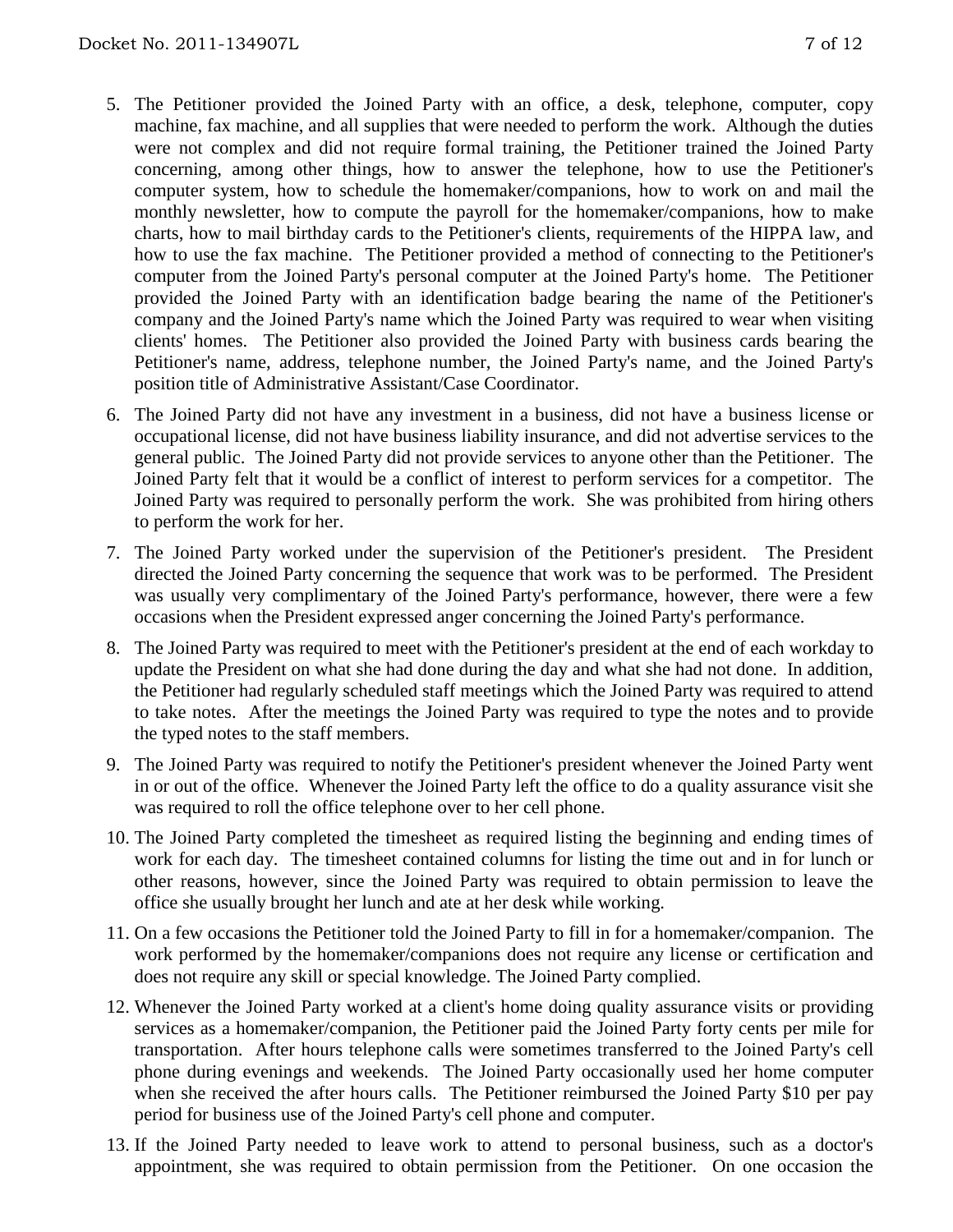5. The Petitioner provided the Joined Party with an office, a desk, telephone, computer, copy machine, fax machine, and all supplies that were needed to perform the work. Although the duties were not complex and did not require formal training, the Petitioner trained the Joined Party concerning, among other things, how to answer the telephone, how to use the Petitioner's computer system, how to schedule the homemaker/companions, how to work on and mail the monthly newsletter, how to compute the payroll for the homemaker/companions, how to make charts, how to mail birthday cards to the Petitioner's clients, requirements of the HIPPA law, and how to use the fax machine. The Petitioner provided a method of connecting to the Petitioner's computer from the Joined Party's personal computer at the Joined Party's home. The Petitioner provided the Joined Party with an identification badge bearing the name of the Petitioner's company and the Joined Party's name which the Joined Party was required to wear when visiting clients' homes. The Petitioner also provided the Joined Party with business cards bearing the Petitioner's name, address, telephone number, the Joined Party's name, and the Joined Party's position title of Administrative Assistant/Case Coordinator.

6. The Joined Party did not have any investment in a business, did not have a business license or occupational license, did not have business liability insurance, and did not advertise services to the general public. The Joined Party did not provide services to anyone other than the Petitioner. The Joined Party felt that it would be a conflict of interest to perform services for a competitor. The Joined Party was required to personally perform the work. She was prohibited from hiring others to perform the work for her.

7. The Joined Party worked under the supervision of the Petitioner's president. The President directed the Joined Party concerning the sequence that work was to be performed. The President was usually very complimentary of the Joined Party's performance, however, there were a few occasions when the President expressed anger concerning the Joined Party's performance.

8. The Joined Party was required to meet with the Petitioner's president at the end of each workday to update the President on what she had done during the day and what she had not done. In addition, the Petitioner had regularly scheduled staff meetings which the Joined Party was required to attend to take notes. After the meetings the Joined Party was required to type the notes and to provide the typed notes to the staff members.

9. The Joined Party was required to notify the Petitioner's president whenever the Joined Party went in or out of the office. Whenever the Joined Party left the office to do a quality assurance visit she was required to roll the office telephone over to her cell phone.

10. The Joined Party completed the timesheet as required listing the beginning and ending times of work for each day. The timesheet contained columns for listing the time out and in for lunch or other reasons, however, since the Joined Party was required to obtain permission to leave the office she usually brought her lunch and ate at her desk while working.

11. On a few occasions the Petitioner told the Joined Party to fill in for a homemaker/companion. The work performed by the homemaker/companions does not require any license or certification and does not require any skill or special knowledge. The Joined Party complied.

12. Whenever the Joined Party worked at a client's home doing quality assurance visits or providing services as a homemaker/companion, the Petitioner paid the Joined Party forty cents per mile for transportation. After hours telephone calls were sometimes transferred to the Joined Party's cell phone during evenings and weekends. The Joined Party occasionally used her home computer when she received the after hours calls. The Petitioner reimbursed the Joined Party $10 per pay period for business use of the Joined Party's cell phone and computer.

13. If the Joined Party needed to leave work to attend to personal business, such as a doctor's appointment, she was required to obtain permission from the Petitioner. On one occasion the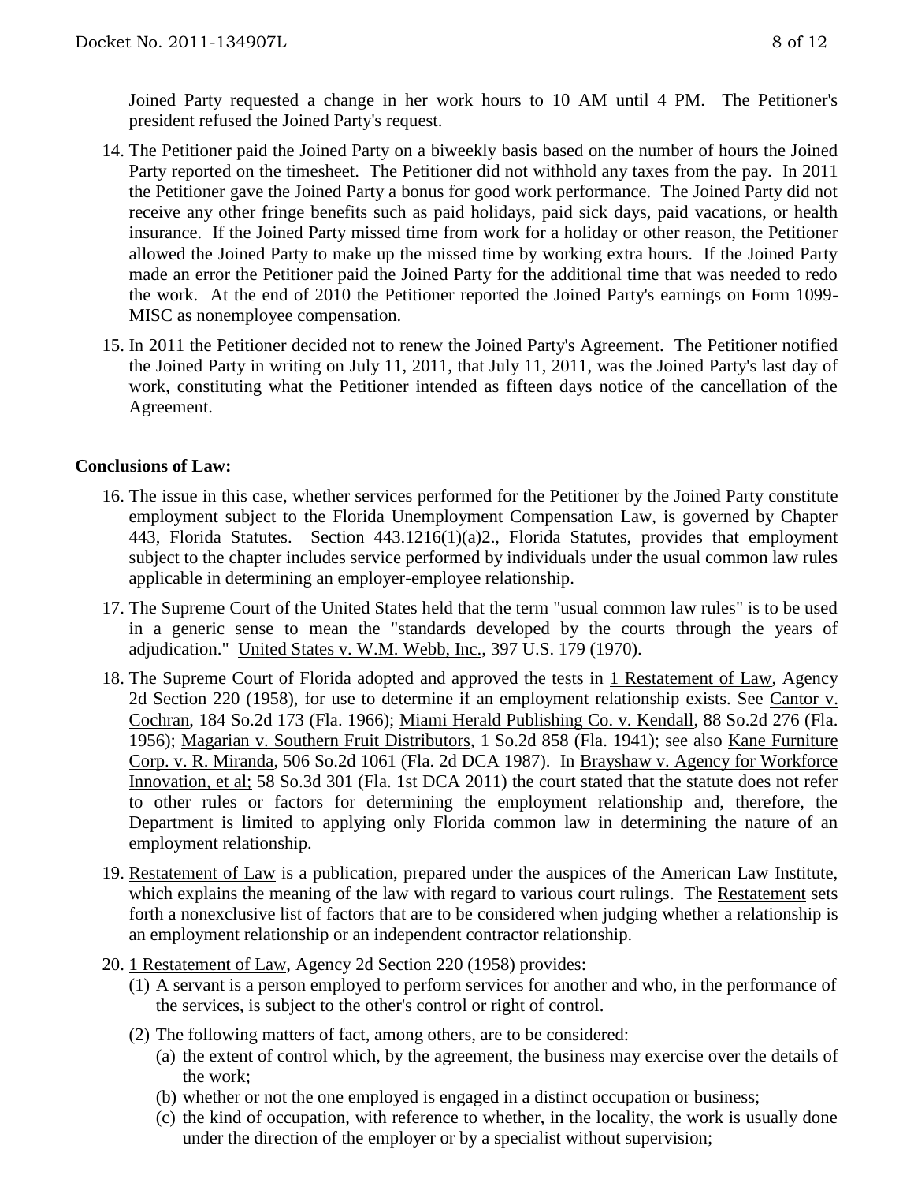Joined Party requested a change in her work hours to 10 AM until 4 PM. The Petitioner's president refused the Joined Party's request.

14. The Petitioner paid the Joined Party on a biweekly basis based on the number of hours the Joined Party reported on the timesheet. The Petitioner did not withhold any taxes from the pay. In 2011 the Petitioner gave the Joined Party a bonus for good work performance. The Joined Party did not receive any other fringe benefits such as paid holidays, paid sick days, paid vacations, or health insurance. If the Joined Party missed time from work for a holiday or other reason, the Petitioner allowed the Joined Party to make up the missed time by working extra hours. If the Joined Party made an error the Petitioner paid the Joined Party for the additional time that was needed to redo the work. At the end of 2010 the Petitioner reported the Joined Party's earnings on Form 1099-MISC as nonemployee compensation.

15. In 2011 the Petitioner decided not to renew the Joined Party's Agreement. The Petitioner notified the Joined Party in writing on July 11, 2011, that July 11, 2011, was the Joined Party's last day of work, constituting what the Petitioner intended as fifteen days notice of the cancellation of the Agreement.

**Conclusions of Law:**

16. The issue in this case, whether services performed for the Petitioner by the Joined Party constitute employment subject to the Florida Unemployment Compensation Law, is governed by Chapter 443, Florida Statutes. Section 443.1216(1)(a)2., Florida Statutes, provides that employment subject to the chapter includes service performed by individuals under the usual common law rules applicable in determining an employer-employee relationship.

17. The Supreme Court of the United States held that the term "usual common law rules" is to be used in a generic sense to mean the "standards developed by the courts through the years of adjudication." United States v. W.M. Webb, Inc., 397 U.S. 179 (1970).

18. The Supreme Court of Florida adopted and approved the tests in 1 Restatement of Law, Agency 2d Section 220 (1958), for use to determine if an employment relationship exists. See Cantor v. Cochran, 184 So.2d 173 (Fla. 1966); Miami Herald Publishing Co. v. Kendall, 88 So.2d 276 (Fla. 1956); Magarian v. Southern Fruit Distributors, 1 So.2d 858 (Fla. 1941); see also Kane Furniture Corp. v. R. Miranda, 506 So.2d 1061 (Fla. 2d DCA 1987). In Brayshaw v. Agency for Workforce Innovation, et al; 58 So.3d 301 (Fla. 1st DCA 2011) the court stated that the statute does not refer to other rules or factors for determining the employment relationship and, therefore, the Department is limited to applying only Florida common law in determining the nature of an employment relationship.

19. Restatement of Law is a publication, prepared under the auspices of the American Law Institute, which explains the meaning of the law with regard to various court rulings. The Restatement sets forth a nonexclusive list of factors that are to be considered when judging whether a relationship is an employment relationship or an independent contractor relationship.

20. 1 Restatement of Law, Agency 2d Section 220 (1958) provides:
    (1) A servant is a person employed to perform services for another and who, in the performance of the services, is subject to the other's control or right of control.
    (2) The following matters of fact, among others, are to be considered:
        (a) the extent of control which, by the agreement, the business may exercise over the details of the work;
        (b) whether or not the one employed is engaged in a distinct occupation or business;
        (c) the kind of occupation, with reference to whether, in the locality, the work is usually done under the direction of the employer or by a specialist without supervision;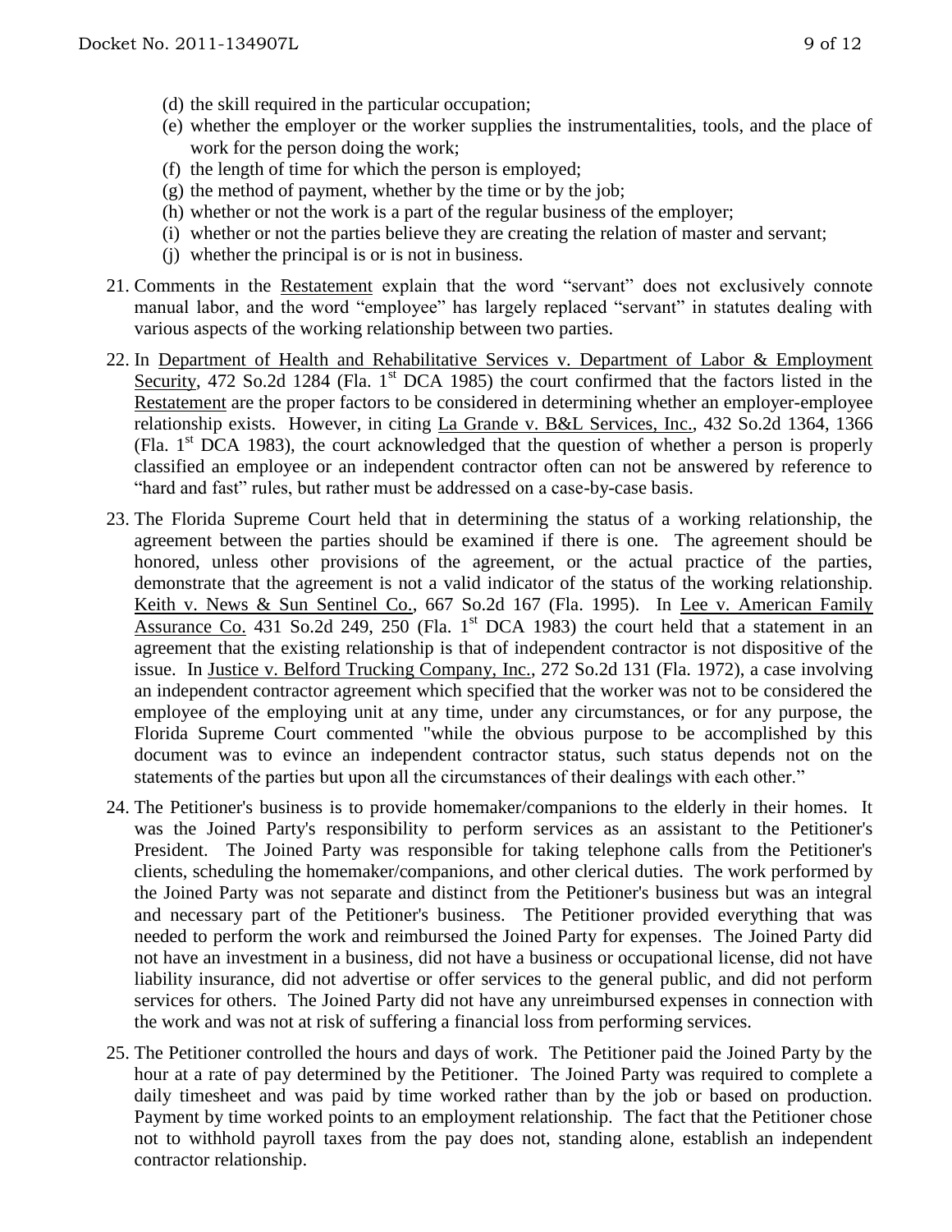(d) the skill required in the particular occupation;
(e) whether the employer or the worker supplies the instrumentalities, tools, and the place of work for the person doing the work;
(f) the length of time for which the person is employed;
(g) the method of payment, whether by the time or by the job;
(h) whether or not the work is a part of the regular business of the employer;
(i) whether or not the parties believe they are creating the relation of master and servant;
(j) whether the principal is or is not in business.

21. Comments in the Restatement explain that the word "servant" does not exclusively connote manual labor, and the word "employee" has largely replaced "servant" in statutes dealing with various aspects of the working relationship between two parties.

22. In Department of Health and Rehabilitative Services v. Department of Labor & Employment Security, 472 So.2d 1284 (Fla. 1st DCA 1985) the court confirmed that the factors listed in the Restatement are the proper factors to be considered in determining whether an employer-employee relationship exists. However, in citing La Grande v. B&L Services, Inc., 432 So.2d 1364, 1366 (Fla. 1st DCA 1983), the court acknowledged that the question of whether a person is properly classified an employee or an independent contractor often can not be answered by reference to "hard and fast" rules, but rather must be addressed on a case-by-case basis.

23. The Florida Supreme Court held that in determining the status of a working relationship, the agreement between the parties should be examined if there is one. The agreement should be honored, unless other provisions of the agreement, or the actual practice of the parties, demonstrate that the agreement is not a valid indicator of the status of the working relationship. Keith v. News & Sun Sentinel Co., 667 So.2d 167 (Fla. 1995). In Lee v. American Family Assurance Co. 431 So.2d 249, 250 (Fla. 1st DCA 1983) the court held that a statement in an agreement that the existing relationship is that of independent contractor is not dispositive of the issue. In Justice v. Belford Trucking Company, Inc., 272 So.2d 131 (Fla. 1972), a case involving an independent contractor agreement which specified that the worker was not to be considered the employee of the employing unit at any time, under any circumstances, or for any purpose, the Florida Supreme Court commented "while the obvious purpose to be accomplished by this document was to evince an independent contractor status, such status depends not on the statements of the parties but upon all the circumstances of their dealings with each other."

24. The Petitioner's business is to provide homemaker/companions to the elderly in their homes. It was the Joined Party's responsibility to perform services as an assistant to the Petitioner's President. The Joined Party was responsible for taking telephone calls from the Petitioner's clients, scheduling the homemaker/companions, and other clerical duties. The work performed by the Joined Party was not separate and distinct from the Petitioner's business but was an integral and necessary part of the Petitioner's business. The Petitioner provided everything that was needed to perform the work and reimbursed the Joined Party for expenses. The Joined Party did not have an investment in a business, did not have a business or occupational license, did not have liability insurance, did not advertise or offer services to the general public, and did not perform services for others. The Joined Party did not have any unreimbursed expenses in connection with the work and was not at risk of suffering a financial loss from performing services.

25. The Petitioner controlled the hours and days of work. The Petitioner paid the Joined Party by the hour at a rate of pay determined by the Petitioner. The Joined Party was required to complete a daily timesheet and was paid by time worked rather than by the job or based on production. Payment by time worked points to an employment relationship. The fact that the Petitioner chose not to withhold payroll taxes from the pay does not, standing alone, establish an independent contractor relationship.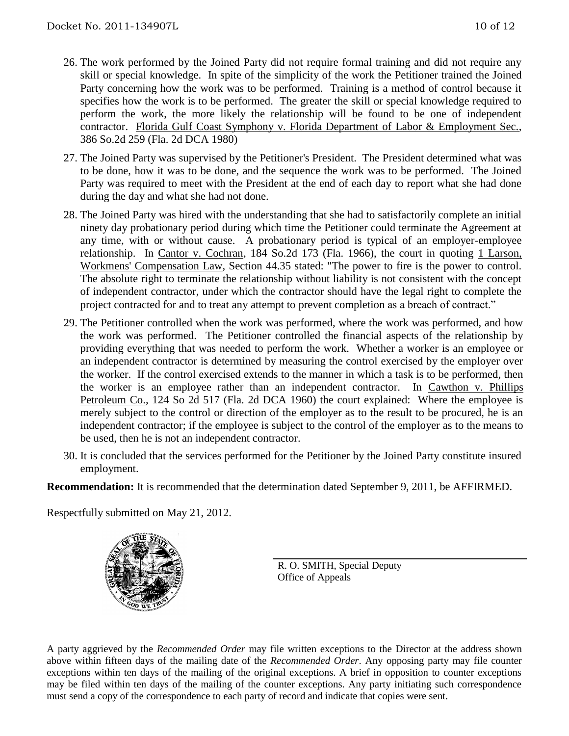26. The work performed by the Joined Party did not require formal training and did not require any skill or special knowledge. In spite of the simplicity of the work the Petitioner trained the Joined Party concerning how the work was to be performed. Training is a method of control because it specifies how the work is to be performed. The greater the skill or special knowledge required to perform the work, the more likely the relationship will be found to be one of independent contractor. Florida Gulf Coast Symphony v. Florida Department of Labor & Employment Sec., 386 So.2d 259 (Fla. 2d DCA 1980)

27. The Joined Party was supervised by the Petitioner's President. The President determined what was to be done, how it was to be done, and the sequence the work was to be performed. The Joined Party was required to meet with the President at the end of each day to report what she had done during the day and what she had not done.

28. The Joined Party was hired with the understanding that she had to satisfactorily complete an initial ninety day probationary period during which time the Petitioner could terminate the Agreement at any time, with or without cause. A probationary period is typical of an employer-employee relationship. In Cantor v. Cochran, 184 So.2d 173 (Fla. 1966), the court in quoting 1 Larson, Workmens' Compensation Law, Section 44.35 stated: "The power to fire is the power to control. The absolute right to terminate the relationship without liability is not consistent with the concept of independent contractor, under which the contractor should have the legal right to complete the project contracted for and to treat any attempt to prevent completion as a breach of contract."

29. The Petitioner controlled when the work was performed, where the work was performed, and how the work was performed. The Petitioner controlled the financial aspects of the relationship by providing everything that was needed to perform the work. Whether a worker is an employee or an independent contractor is determined by measuring the control exercised by the employer over the worker. If the control exercised extends to the manner in which a task is to be performed, then the worker is an employee rather than an independent contractor. In Cawthon v. Phillips Petroleum Co., 124 So 2d 517 (Fla. 2d DCA 1960) the court explained: Where the employee is merely subject to the control or direction of the employer as to the result to be procured, he is an independent contractor; if the employee is subject to the control of the employer as to the means to be used, then he is not an independent contractor.

30. It is concluded that the services performed for the Petitioner by the Joined Party constitute insured employment.

**Recommendation:** It is recommended that the determination dated September 9, 2011, be AFFIRMED.

Respectfully submitted on May 21, 2012.

R. O. SMITH, Special Deputy
Office of Appeals

A party aggrieved by the *Recommended Order* may file written exceptions to the Director at the address shown above within fifteen days of the mailing date of the *Recommended Order*. Any opposing party may file counter exceptions within ten days of the mailing of the original exceptions. A brief in opposition to counter exceptions may be filed within ten days of the mailing of the counter exceptions. Any party initiating such correspondence must send a copy of the correspondence to each party of record and indicate that copies were sent.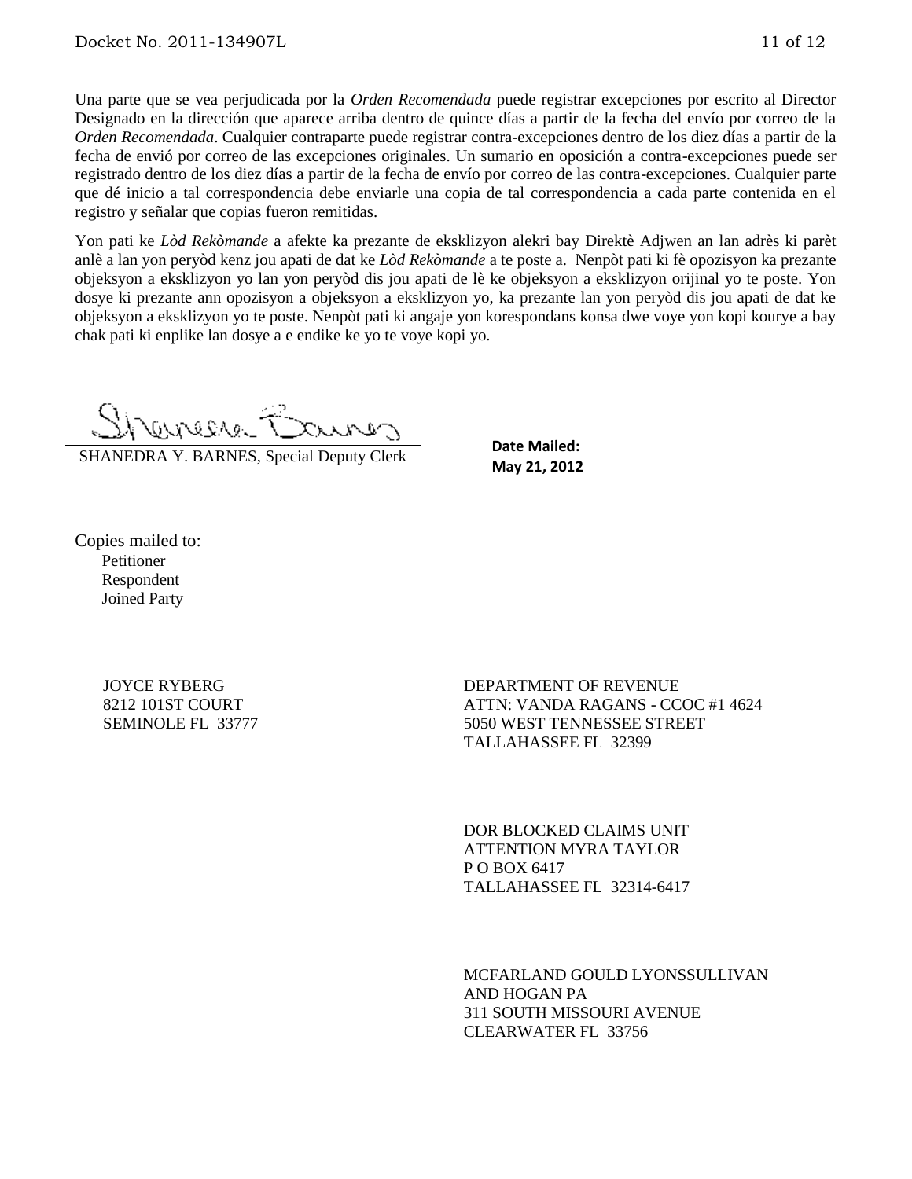Una parte que se vea perjudicada por la *Orden Recomendada* puede registrar excepciones por escrito al Director Designado en la dirección que aparece arriba dentro de quince días a partir de la fecha del envío por correo de la *Orden Recomendada*. Cualquier contraparte puede registrar contra-excepciones dentro de los diez días a partir de la fecha de envió por correo de las excepciones originales. Un sumario en oposición a contra-excepciones puede ser registrado dentro de los diez días a partir de la fecha de envío por correo de las contra-excepciones. Cualquier parte que dé inicio a tal correspondencia debe enviarle una copia de tal correspondencia a cada parte contenida en el registro y señalar que copias fueron remitidas.

Yon pati ke *Lòd Rekòmande* a afekte ka prezante de eksklizyon alekri bay Direktè Adjwen an lan adrès ki parèt anlè a lan yon peryòd kenz jou apati de dat ke *Lòd Rekòmande* a te poste a. Nenpòt pati ki fè opozisyon ka prezante objeksyon a eksklizyon yo lan yon peryòd dis jou apati de lè ke objeksyon a eksklizyon orijinal yo te poste. Yon dosye ki prezante ann opozisyon a objeksyon a eksklizyon yo, ka prezante lan yon peryòd dis jou apati de dat ke objeksyon a eksklizyon yo te poste. Nenpòt pati ki angaje yon korespondans konsa dwe voye yon kopi kourye a bay chak pati ki enplike lan dosye a e endike ke yo te voye kopi yo.

SHANEDRA Y. BARNES, Special Deputy Clerk

**Date Mailed:**
**May 21, 2012**

Copies mailed to:
Petitioner
Respondent
Joined Party

JOYCE RYBERG
8212 101ST COURT
SEMINOLE FL 33777

DEPARTMENT OF REVENUE
ATTN: VANDA RAGANS - CCOC #1 4624
5050 WEST TENNESSEE STREET
TALLAHASSEE FL 32399

DOR BLOCKED CLAIMS UNIT
ATTENTION MYRA TAYLOR
P O BOX 6417
TALLAHASSEE FL 32314-6417

MCFARLAND GOULD LYONSSULLIVAN
AND HOGAN PA
311 SOUTH MISSOURI AVENUE
CLEARWATER FL 33756